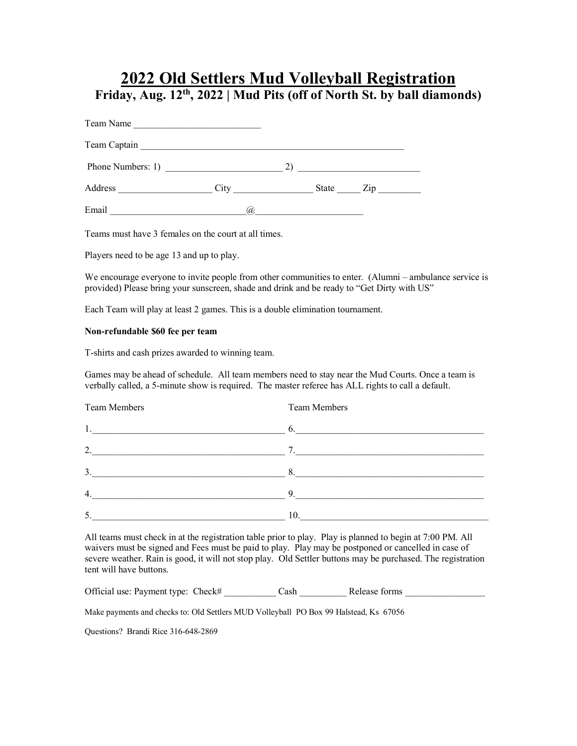# 2022 Old Settlers Mud Volleyball Registration

## Friday, Aug. 12th, 2022 | Mud Pits (off of North St. by ball diamonds)

Team Name ___________________________

Team Captain __________________________________________________________

Phone Numbers: 1) _________________________ 2) __________________________

Address ___________________ City ________________ State _____ Zip _________

Email ____________________________@______________________

Teams must have 3 females on the court at all times.

Players need to be age 13 and up to play.

We encourage everyone to invite people from other communities to enter. (Alumni – ambulance service is provided) Please bring your sunscreen, shade and drink and be ready to "Get Dirty with US"

Each Team will play at least 2 games. This is a double elimination tournament.

**Non-refundable $60 fee per team**

T-shirts and cash prizes awarded to winning team.

Games may be ahead of schedule. All team members need to stay near the Mud Courts. Once a team is verbally called, a 5-minute show is required. The master referee has ALL rights to call a default.

| Team Members | Team Members |
|---|---|
| 1.________________________________________ | 6.________________________________________ |
| 2.________________________________________ | 7.________________________________________ |
| 3.________________________________________ | 8.________________________________________ |
| 4.________________________________________ | 9.________________________________________ |
| 5.________________________________________ | 10.________________________________________ |

All teams must check in at the registration table prior to play. Play is planned to begin at 7:00 PM. All waivers must be signed and Fees must be paid to play. Play may be postponed or cancelled in case of severe weather. Rain is good, it will not stop play. Old Settler buttons may be purchased. The registration tent will have buttons.

Official use: Payment type: Check# ___________ Cash __________ Release forms _________________

Make payments and checks to: Old Settlers MUD Volleyball PO Box 99 Halstead, Ks 67056

Questions? Brandi Rice 316-648-2869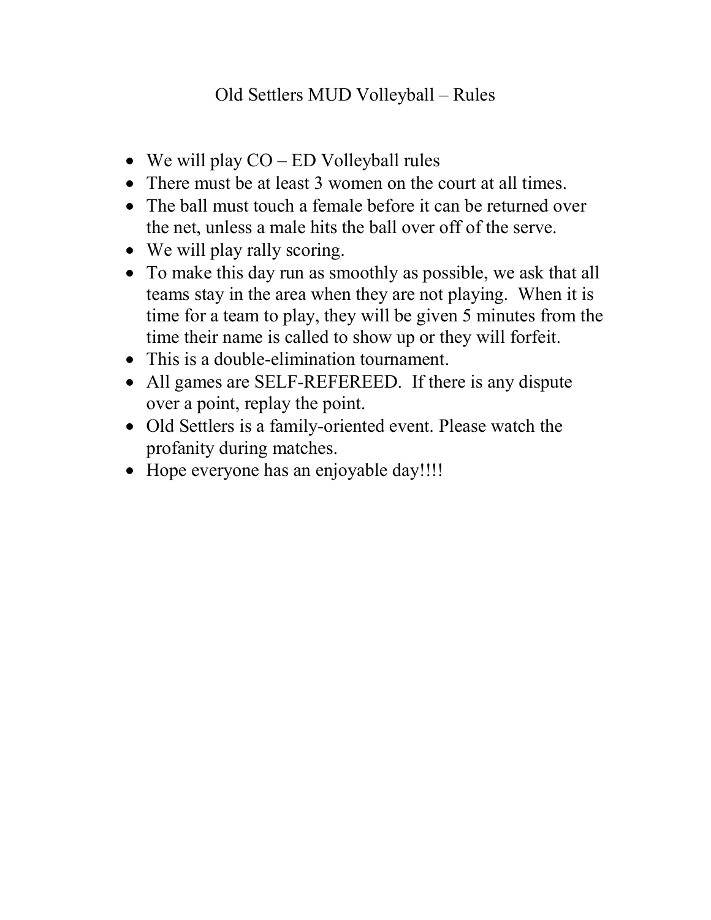# Old Settlers MUD Volleyball – Rules

- We will play CO – ED Volleyball rules
- There must be at least 3 women on the court at all times.
- The ball must touch a female before it can be returned over the net, unless a male hits the ball over off of the serve.
- We will play rally scoring.
- To make this day run as smoothly as possible, we ask that all teams stay in the area when they are not playing. When it is time for a team to play, they will be given 5 minutes from the time their name is called to show up or they will forfeit.
- This is a double-elimination tournament.
- All games are SELF-REFEREED. If there is any dispute over a point, replay the point.
- Old Settlers is a family-oriented event. Please watch the profanity during matches.
- Hope everyone has an enjoyable day!!!!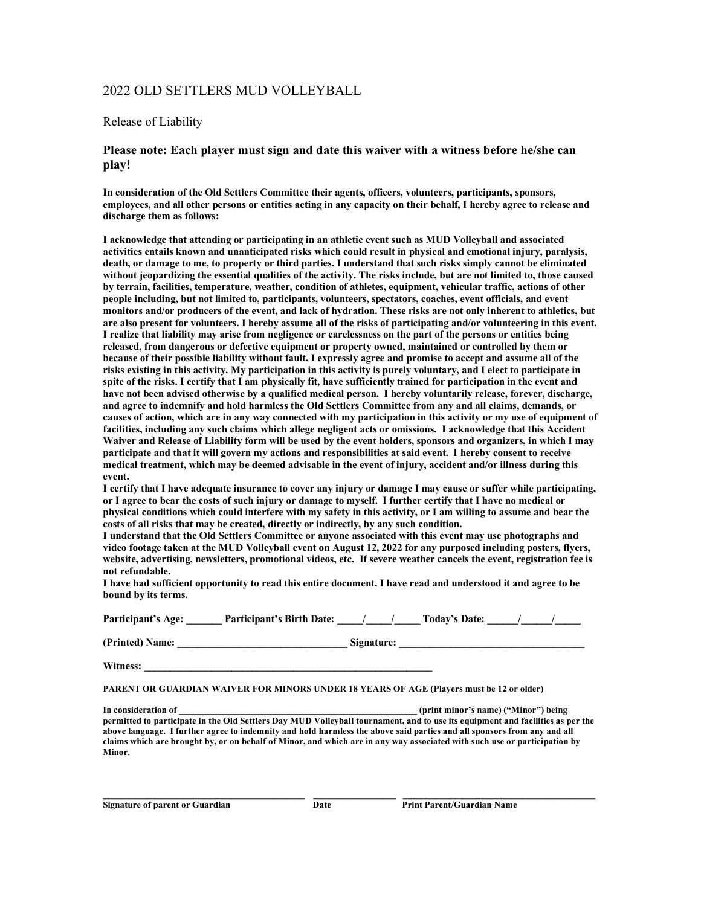# 2022 OLD SETTLERS MUD VOLLEYBALL

Release of Liability

### Please note: Each player must sign and date this waiver with a witness before he/she can play!

**In consideration of the Old Settlers Committee their agents, officers, volunteers, participants, sponsors, employees, and all other persons or entities acting in any capacity on their behalf, I hereby agree to release and discharge them as follows:**

**I acknowledge that attending or participating in an athletic event such as MUD Volleyball and associated activities entails known and unanticipated risks which could result in physical and emotional injury, paralysis, death, or damage to me, to property or third parties. I understand that such risks simply cannot be eliminated without jeopardizing the essential qualities of the activity. The risks include, but are not limited to, those caused by terrain, facilities, temperature, weather, condition of athletes, equipment, vehicular traffic, actions of other people including, but not limited to, participants, volunteers, spectators, coaches, event officials, and event monitors and/or producers of the event, and lack of hydration. These risks are not only inherent to athletics, but are also present for volunteers. I hereby assume all of the risks of participating and/or volunteering in this event. I realize that liability may arise from negligence or carelessness on the part of the persons or entities being released, from dangerous or defective equipment or property owned, maintained or controlled by them or because of their possible liability without fault. I expressly agree and promise to accept and assume all of the risks existing in this activity. My participation in this activity is purely voluntary, and I elect to participate in spite of the risks. I certify that I am physically fit, have sufficiently trained for participation in the event and have not been advised otherwise by a qualified medical person. I hereby voluntarily release, forever, discharge, and agree to indemnify and hold harmless the Old Settlers Committee from any and all claims, demands, or causes of action, which are in any way connected with my participation in this activity or my use of equipment of facilities, including any such claims which allege negligent acts or omissions. I acknowledge that this Accident Waiver and Release of Liability form will be used by the event holders, sponsors and organizers, in which I may participate and that it will govern my actions and responsibilities at said event. I hereby consent to receive medical treatment, which may be deemed advisable in the event of injury, accident and/or illness during this event.**

**I certify that I have adequate insurance to cover any injury or damage I may cause or suffer while participating, or I agree to bear the costs of such injury or damage to myself. I further certify that I have no medical or physical conditions which could interfere with my safety in this activity, or I am willing to assume and bear the costs of all risks that may be created, directly or indirectly, by any such condition.**

**I understand that the Old Settlers Committee or anyone associated with this event may use photographs and video footage taken at the MUD Volleyball event on August 12, 2022 for any purposed including posters, flyers, website, advertising, newsletters, promotional videos, etc. If severe weather cancels the event, registration fee is not refundable.**

**I have had sufficient opportunity to read this entire document. I have read and understood it and agree to be bound by its terms.**

**Participant's Age: _______ Participant's Birth Date: _____/_____/_____ Today's Date: ______/______/_____**

**(Printed) Name: _________________________________ Signature: ____________________________________**

**Witness: ___________________________________________________________**

**PARENT OR GUARDIAN WAIVER FOR MINORS UNDER 18 YEARS OF AGE (Players must be 12 or older)**

**In consideration of ____________________________________________________ (print minor's name) ("Minor") being permitted to participate in the Old Settlers Day MUD Volleyball tournament, and to use its equipment and facilities as per the above language. I further agree to indemnity and hold harmless the above said parties and all sponsors from any and all claims which are brought by, or on behalf of Minor, and which are in any way associated with such use or participation by Minor.**

**__________________________________________ _________________ ________________________________________**
**Signature of parent or Guardian Date Print Parent/Guardian Name**